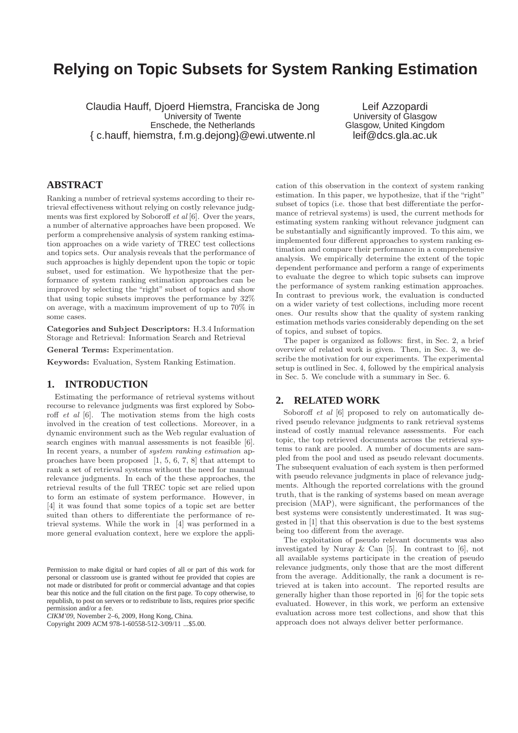# Relying on Topic Subsets for System Ranking Estimation

Claudia Hauff, Djoerd Hiemstra, Franciska de Jong
University of Twente
Enschede, the Netherlands
{ c.hauff, hiemstra, f.m.g.dejong}@ewi.utwente.nl

Leif Azzopardi
University of Glasgow
Glasgow, United Kingdom
leif@dcs.gla.ac.uk

## ABSTRACT

Ranking a number of retrieval systems according to their retrieval effectiveness without relying on costly relevance judgments was first explored by Soboroff *et al* [6]. Over the years, a number of alternative approaches have been proposed. We perform a comprehensive analysis of system ranking estimation approaches on a wide variety of TREC test collections and topics sets. Our analysis reveals that the performance of such approaches is highly dependent upon the topic or topic subset, used for estimation. We hypothesize that the performance of system ranking estimation approaches can be improved by selecting the "right" subset of topics and show that using topic subsets improves the performance by 32% on average, with a maximum improvement of up to 70% in some cases.

**Categories and Subject Descriptors:** H.3.4 Information Storage and Retrieval: Information Search and Retrieval

**General Terms:** Experimentation.

**Keywords:** Evaluation, System Ranking Estimation.

## 1. INTRODUCTION

Estimating the performance of retrieval systems without recourse to relevance judgments was first explored by Soboroff *et al* [6]. The motivation stems from the high costs involved in the creation of test collections. Moreover, in a dynamic environment such as the Web regular evaluation of search engines with manual assessments is not feasible [6]. In recent years, a number of *system ranking estimation* approaches have been proposed [1, 5, 6, 7, 8] that attempt to rank a set of retrieval systems without the need for manual relevance judgments. In each of the these approaches, the retrieval results of the full TREC topic set are relied upon to form an estimate of system performance. However, in [4] it was found that some topics of a topic set are better suited than others to differentiate the performance of retrieval systems. While the work in [4] was performed in a more general evaluation context, here we explore the application of this observation in the context of system ranking estimation. In this paper, we hypothesize, that if the "right" subset of topics (i.e. those that best differentiate the performance of retrieval systems) is used, the current methods for estimating system ranking without relevance judgment can be substantially and significantly improved. To this aim, we implemented four different approaches to system ranking estimation and compare their performance in a comprehensive analysis. We empirically determine the extent of the topic dependent performance and perform a range of experiments to evaluate the degree to which topic subsets can improve the performance of system ranking estimation approaches. In contrast to previous work, the evaluation is conducted on a wider variety of test collections, including more recent ones. Our results show that the quality of system ranking estimation methods varies considerably depending on the set of topics, and subset of topics.

The paper is organized as follows: first, in Sec. 2, a brief overview of related work is given. Then, in Sec. 3, we describe the motivation for our experiments. The experimental setup is outlined in Sec. 4, followed by the empirical analysis in Sec. 5. We conclude with a summary in Sec. 6.

## 2. RELATED WORK

Soboroff *et al* [6] proposed to rely on automatically derived pseudo relevance judgments to rank retrieval systems instead of costly manual relevance assessments. For each topic, the top retrieved documents across the retrieval systems to rank are pooled. A number of documents are sampled from the pool and used as pseudo relevant documents. The subsequent evaluation of each system is then performed with pseudo relevance judgments in place of relevance judgments. Although the reported correlations with the ground truth, that is the ranking of systems based on mean average precision (MAP), were significant, the performances of the best systems were consistently underestimated. It was suggested in [1] that this observation is due to the best systems being too different from the average.

The exploitation of pseudo relevant documents was also investigated by Nuray & Can [5]. In contrast to [6], not all available systems participate in the creation of pseudo relevance judgments, only those that are the most different from the average. Additionally, the rank a document is retrieved at is taken into account. The reported results are generally higher than those reported in [6] for the topic sets evaluated. However, in this work, we perform an extensive evaluation across more test collections, and show that this approach does not always deliver better performance.

Permission to make digital or hard copies of all or part of this work for personal or classroom use is granted without fee provided that copies are not made or distributed for profit or commercial advantage and that copies bear this notice and the full citation on the first page. To copy otherwise, to republish, to post on servers or to redistribute to lists, requires prior specific permission and/or a fee.
*CIKM'09,* November 2–6, 2009, Hong Kong, China.
Copyright 2009 ACM 978-1-60558-512-3/09/11 ...$5.00.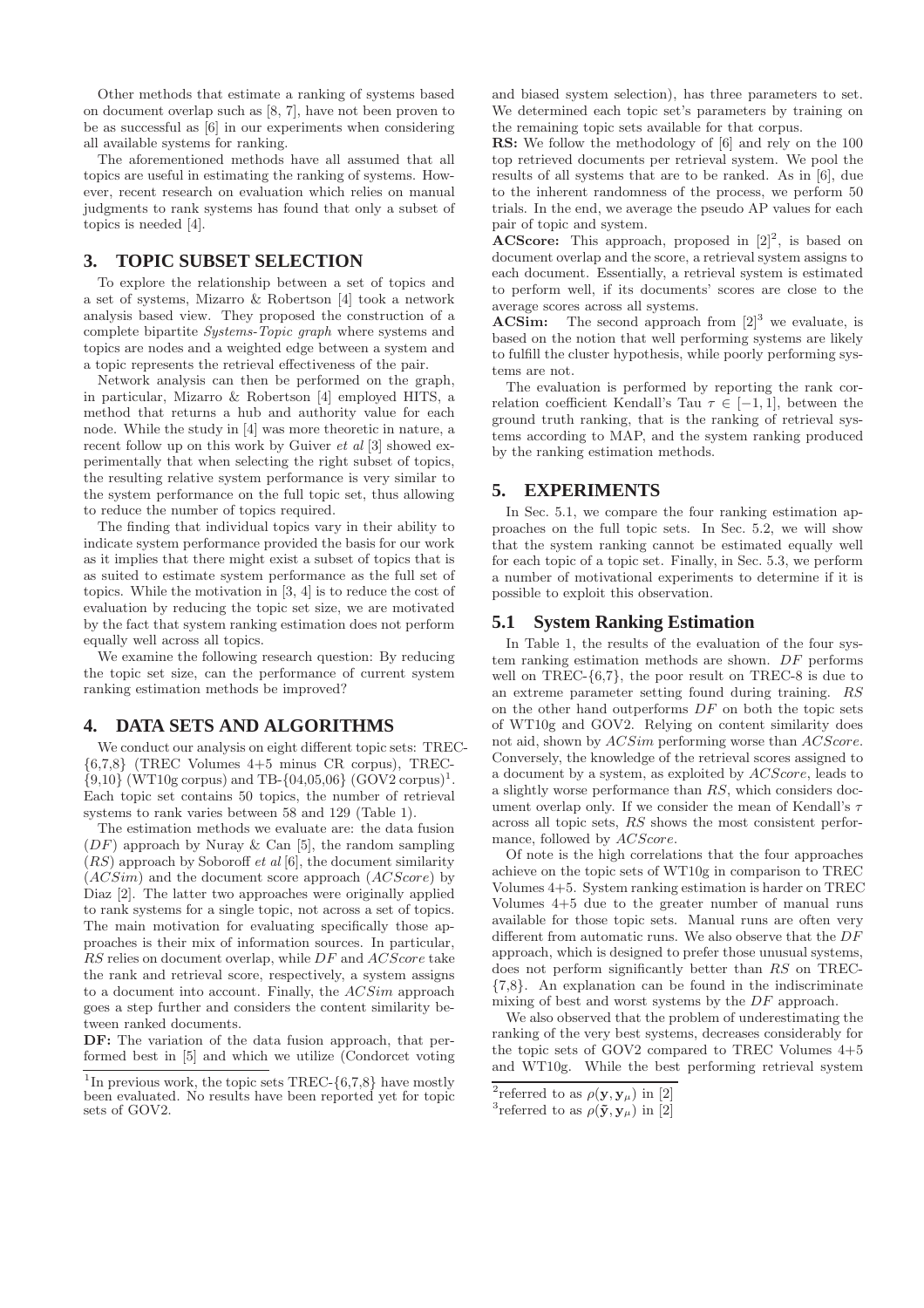Other methods that estimate a ranking of systems based on document overlap such as [8, 7], have not been proven to be as successful as [6] in our experiments when considering all available systems for ranking.

The aforementioned methods have all assumed that all topics are useful in estimating the ranking of systems. However, recent research on evaluation which relies on manual judgments to rank systems has found that only a subset of topics is needed [4].

## 3. TOPIC SUBSET SELECTION

To explore the relationship between a set of topics and a set of systems, Mizarro & Robertson [4] took a network analysis based view. They proposed the construction of a complete bipartite *Systems-Topic graph* where systems and topics are nodes and a weighted edge between a system and a topic represents the retrieval effectiveness of the pair.

Network analysis can then be performed on the graph, in particular, Mizarro & Robertson [4] employed HITS, a method that returns a hub and authority value for each node. While the study in [4] was more theoretic in nature, a recent follow up on this work by Guiver *et al* [3] showed experimentally that when selecting the right subset of topics, the resulting relative system performance is very similar to the system performance on the full topic set, thus allowing to reduce the number of topics required.

The finding that individual topics vary in their ability to indicate system performance provided the basis for our work as it implies that there might exist a subset of topics that is as suited to estimate system performance as the full set of topics. While the motivation in [3, 4] is to reduce the cost of evaluation by reducing the topic set size, we are motivated by the fact that system ranking estimation does not perform equally well across all topics.

We examine the following research question: By reducing the topic set size, can the performance of current system ranking estimation methods be improved?

## 4. DATA SETS AND ALGORITHMS

We conduct our analysis on eight different topic sets: TREC-{6,7,8} (TREC Volumes 4+5 minus CR corpus), TREC-{9,10} (WT10g corpus) and TB-{04,05,06} (GOV2 corpus)[1]. Each topic set contains 50 topics, the number of retrieval systems to rank varies between 58 and 129 (Table 1).

The estimation methods we evaluate are: the data fusion (*DF*) approach by Nuray & Can [5], the random sampling (*RS*) approach by Soboroff *et al* [6], the document similarity (*ACSim*) and the document score approach (*ACScore*) by Diaz [2]. The latter two approaches were originally applied to rank systems for a single topic, not across a set of topics. The main motivation for evaluating specifically those approaches is their mix of information sources. In particular, *RS* relies on document overlap, while *DF* and *ACScore* take the rank and retrieval score, respectively, a system assigns to a document into account. Finally, the *ACSim* approach goes a step further and considers the content similarity between ranked documents.

**DF:** The variation of the data fusion approach, that performed best in [5] and which we utilize (Condorcet voting and biased system selection), has three parameters to set. We determined each topic set's parameters by training on the remaining topic sets available for that corpus.

**RS:** We follow the methodology of [6] and rely on the 100 top retrieved documents per retrieval system. We pool the results of all systems that are to be ranked. As in [6], due to the inherent randomness of the process, we perform 50 trials. In the end, we average the pseudo AP values for each pair of topic and system.

**ACScore:** This approach, proposed in [2][2], is based on document overlap and the score, a retrieval system assigns to each document. Essentially, a retrieval system is estimated to perform well, if its documents' scores are close to the average scores across all systems.

**ACSim:** The second approach from [2][3] we evaluate, is based on the notion that well performing systems are likely to fulfill the cluster hypothesis, while poorly performing systems are not.

The evaluation is performed by reporting the rank correlation coefficient Kendall's Tau $\tau \in [-1, 1]$, between the ground truth ranking, that is the ranking of retrieval systems according to MAP, and the system ranking produced by the ranking estimation methods.

## 5. EXPERIMENTS

In Sec. 5.1, we compare the four ranking estimation approaches on the full topic sets. In Sec. 5.2, we will show that the system ranking cannot be estimated equally well for each topic of a topic set. Finally, in Sec. 5.3, we perform a number of motivational experiments to determine if it is possible to exploit this observation.

### 5.1 System Ranking Estimation

In Table 1, the results of the evaluation of the four system ranking estimation methods are shown. *DF* performs well on TREC-{6,7}, the poor result on TREC-8 is due to an extreme parameter setting found during training. *RS* on the other hand outperforms *DF* on both the topic sets of WT10g and GOV2. Relying on content similarity does not aid, shown by *ACSim* performing worse than *ACScore*. Conversely, the knowledge of the retrieval scores assigned to a document by a system, as exploited by *ACScore*, leads to a slightly worse performance than *RS*, which considers document overlap only. If we consider the mean of Kendall's $\tau$ across all topic sets, *RS* shows the most consistent performance, followed by *ACScore*.

Of note is the high correlations that the four approaches achieve on the topic sets of WT10g in comparison to TREC Volumes 4+5. System ranking estimation is harder on TREC Volumes 4+5 due to the greater number of manual runs available for those topic sets. Manual runs are often very different from automatic runs. We also observe that the *DF* approach, which is designed to prefer those unusual systems, does not perform significantly better than *RS* on TREC-{7,8}. An explanation can be found in the indiscriminate mixing of best and worst systems by the *DF* approach.

We also observed that the problem of underestimating the ranking of the very best systems, decreases considerably for the topic sets of GOV2 compared to TREC Volumes 4+5 and WT10g. While the best performing retrieval system

---

[1] In previous work, the topic sets TREC-{6,7,8} have mostly been evaluated. No results have been reported yet for topic sets of GOV2.

[2] referred to as $\rho(\mathbf{y}, \mathbf{y}_{\mu})$ in [2]

[3] referred to as $\rho(\tilde{\mathbf{y}}, \mathbf{y}_{\mu})$ in [2]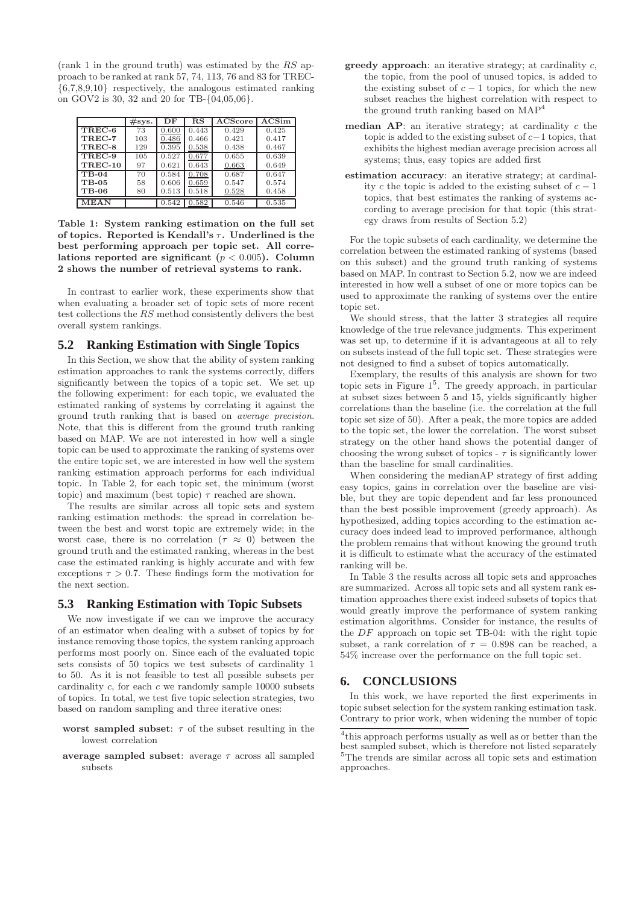(rank 1 in the ground truth) was estimated by the *RS* approach to be ranked at rank 57, 74, 113, 76 and 83 for TREC-{6,7,8,9,10} respectively, the analogous estimated ranking on GOV2 is 30, 32 and 20 for TB-{04,05,06}.

| | #sys. | DF | RS | ACScore | ACSim |
|---|---|---|---|---|---|
| **TREC-6** | 73 | <u>0.600</u> | 0.443 | 0.429 | 0.425 |
| **TREC-7** | 103 | <u>0.486</u> | 0.466 | 0.421 | 0.417 |
| **TREC-8** | 129 | 0.395 | <u>0.538</u> | 0.438 | 0.467 |
| **TREC-9** | 105 | 0.527 | <u>0.677</u> | 0.655 | 0.639 |
| **TREC-10** | 97 | 0.621 | 0.643 | <u>0.663</u> | 0.649 |
| **TB-04** | 70 | 0.584 | <u>0.708</u> | 0.687 | 0.647 |
| **TB-05** | 58 | 0.606 | <u>0.659</u> | 0.547 | 0.574 |
| **TB-06** | 80 | 0.513 | 0.518 | <u>0.528</u> | 0.458 |
| **MEAN** | | 0.542 | <u>0.582</u> | 0.546 | 0.535 |

**Table 1: System ranking estimation on the full set of topics. Reported is Kendall's $\tau$. Underlined is the best performing approach per topic set. All correlations reported are significant ($p < 0.005$). Column 2 shows the number of retrieval systems to rank.**

In contrast to earlier work, these experiments show that when evaluating a broader set of topic sets of more recent test collections the *RS* method consistently delivers the best overall system rankings.

## 5.2 Ranking Estimation with Single Topics

In this Section, we show that the ability of system ranking estimation approaches to rank the systems correctly, differs significantly between the topics of a topic set. We set up the following experiment: for each topic, we evaluated the estimated ranking of systems by correlating it against the ground truth ranking that is based on *average precision*. Note, that this is different from the ground truth ranking based on MAP. We are not interested in how well a single topic can be used to approximate the ranking of systems over the entire topic set, we are interested in how well the system ranking estimation approach performs for each individual topic. In Table 2, for each topic set, the minimum (worst topic) and maximum (best topic) $\tau$ reached are shown.

The results are similar across all topic sets and system ranking estimation methods: the spread in correlation between the best and worst topic are extremely wide; in the worst case, there is no correlation ($\tau \approx 0$) between the ground truth and the estimated ranking, whereas in the best case the estimated ranking is highly accurate and with few exceptions $\tau > 0.7$. These findings form the motivation for the next section.

## 5.3 Ranking Estimation with Topic Subsets

We now investigate if we can we improve the accuracy of an estimator when dealing with a subset of topics by for instance removing those topics, the system ranking approach performs most poorly on. Since each of the evaluated topic sets consists of 50 topics we test subsets of cardinality 1 to 50. As it is not feasible to test all possible subsets per cardinality $c$, for each $c$ we randomly sample 10000 subsets of topics. In total, we test five topic selection strategies, two based on random sampling and three iterative ones:

- **worst sampled subset**: $\tau$ of the subset resulting in the lowest correlation
- **average sampled subset**: average $\tau$ across all sampled subsets
- **greedy approach**: an iterative strategy; at cardinality $c$, the topic, from the pool of unused topics, is added to the existing subset of $c-1$ topics, for which the new subset reaches the highest correlation with respect to the ground truth ranking based on MAP[4]
- **median AP**: an iterative strategy; at cardinality $c$ the topic is added to the existing subset of $c-1$ topics, that exhibits the highest median average precision across all systems; thus, easy topics are added first
- **estimation accuracy**: an iterative strategy; at cardinality $c$ the topic is added to the existing subset of $c-1$ topics, that best estimates the ranking of systems according to average precision for that topic (this strategy draws from results of Section 5.2)

For the topic subsets of each cardinality, we determine the correlation between the estimated ranking of systems (based on this subset) and the ground truth ranking of systems based on MAP. In contrast to Section 5.2, now we are indeed interested in how well a subset of one or more topics can be used to approximate the ranking of systems over the entire topic set.

We should stress, that the latter 3 strategies all require knowledge of the true relevance judgments. This experiment was set up, to determine if it is advantageous at all to rely on subsets instead of the full topic set. These strategies were not designed to find a subset of topics automatically.

Exemplary, the results of this analysis are shown for two topic sets in Figure 1[5]. The greedy approach, in particular at subset sizes between 5 and 15, yields significantly higher correlations than the baseline (i.e. the correlation at the full topic set size of 50). After a peak, the more topics are added to the topic set, the lower the correlation. The worst subset strategy on the other hand shows the potential danger of choosing the wrong subset of topics - $\tau$ is significantly lower than the baseline for small cardinalities.

When considering the medianAP strategy of first adding easy topics, gains in correlation over the baseline are visible, but they are topic dependent and far less pronounced than the best possible improvement (greedy approach). As hypothesized, adding topics according to the estimation accuracy does indeed lead to improved performance, although the problem remains that without knowing the ground truth it is difficult to estimate what the accuracy of the estimated ranking will be.

In Table 3 the results across all topic sets and approaches are summarized. Across all topic sets and all system rank estimation approaches there exist indeed subsets of topics that would greatly improve the performance of system ranking estimation algorithms. Consider for instance, the results of the *DF* approach on topic set TB-04: with the right topic subset, a rank correlation of $\tau = 0.898$ can be reached, a 54% increase over the performance on the full topic set.

# 6. CONCLUSIONS

In this work, we have reported the first experiments in topic subset selection for the system ranking estimation task. Contrary to prior work, when widening the number of topic

[4] this approach performs usually as well as or better than the best sampled subset, which is therefore not listed separately

[5] The trends are similar across all topic sets and estimation approaches.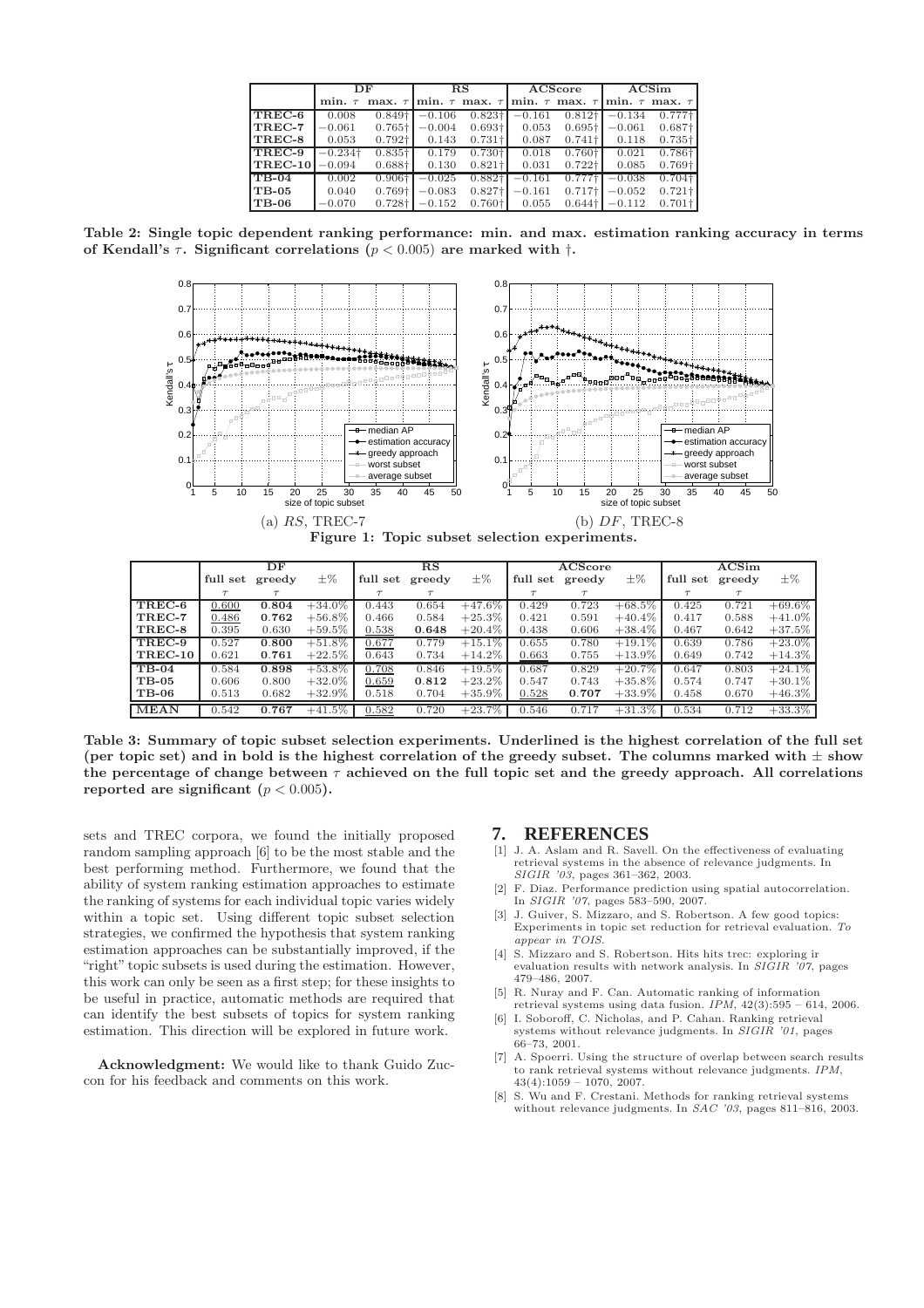| | DF | | RS | | ACScore | | ACSim | |
|---|---|---|---|---|---|---|---|---|
| | min. $\tau$ | max. $\tau$ | min. $\tau$ | max. $\tau$ | min. $\tau$ | max. $\tau$ | min. $\tau$ | max. $\tau$ |
| **TREC-6** | 0.008 | 0.849† | −0.106 | 0.823† | −0.161 | 0.812† | −0.134 | 0.777† |
| **TREC-7** | −0.061 | 0.765† | −0.004 | 0.693† | 0.053 | 0.695† | −0.061 | 0.687† |
| **TREC-8** | 0.053 | 0.792† | 0.143 | 0.731† | 0.087 | 0.741† | 0.118 | 0.735† |
| **TREC-9** | −0.234† | 0.835† | 0.179 | 0.730† | 0.018 | 0.760† | 0.021 | 0.786† |
| **TREC-10** | −0.094 | 0.688† | 0.130 | 0.821† | 0.031 | 0.722† | 0.085 | 0.769† |
| **TB-04** | 0.002 | 0.906† | −0.025 | 0.882† | −0.161 | 0.777† | −0.038 | 0.704† |
| **TB-05** | 0.040 | 0.769† | −0.083 | 0.827† | −0.161 | 0.717† | −0.052 | 0.721† |
| **TB-06** | −0.070 | 0.728† | −0.152 | 0.760† | 0.055 | 0.644† | −0.112 | 0.701† |

**Table 2: Single topic dependent ranking performance: min. and max. estimation ranking accuracy in terms of Kendall's $\tau$. Significant correlations ($p < 0.005$) are marked with †.**

0.8
0.7
0.6
0.5
0.4
0.3
0.2
0.1
0
Kendall's τ
1 5 10 15 20 25 30 35 40 45 50
size of topic subset
median AP
estimation accuracy
greedy approach
worst subset
average subset

(a) *RS*, TREC-7

0.8
0.7
0.6
0.5
0.4
0.3
0.2
0.1
0
Kendall's τ
1 5 10 15 20 25 30 35 40 45 50
size of topic subset
median AP
estimation accuracy
greedy approach
worst subset
average subset

(b) *DF*, TREC-8

**Figure 1: Topic subset selection experiments.**

| | DF | | | RS | | | ACScore | | | ACSim | | |
|---|---|---|---|---|---|---|---|---|---|---|---|---|
| | full set | greedy | ±% | full set | greedy | ±% | full set | greedy | ±% | full set | greedy | ±% |
| | $\tau$ | $\tau$ | | $\tau$ | $\tau$ | | $\tau$ | $\tau$ | | $\tau$ | $\tau$ | |
| **TREC-6** | <u>0.600</u> | **0.804** | +34.0% | 0.443 | 0.654 | +47.6% | 0.429 | 0.723 | +68.5% | 0.425 | 0.721 | +69.6% |
| **TREC-7** | <u>0.486</u> | **0.762** | +56.8% | 0.466 | 0.584 | +25.3% | 0.421 | 0.591 | +40.4% | 0.417 | 0.588 | +41.0% |
| **TREC-8** | 0.395 | 0.630 | +59.5% | <u>0.538</u> | **0.648** | +20.4% | 0.438 | 0.606 | +38.4% | 0.467 | 0.642 | +37.5% |
| **TREC-9** | 0.527 | **0.800** | +51.8% | <u>0.677</u> | 0.779 | +15.1% | 0.655 | 0.780 | +19.1% | 0.639 | 0.786 | +23.0% |
| **TREC-10** | 0.621 | **0.761** | +22.5% | 0.643 | 0.734 | +14.2% | <u>0.663</u> | 0.755 | +13.9% | 0.649 | 0.742 | +14.3% |
| **TB-04** | 0.584 | **0.898** | +53.8% | <u>0.708</u> | 0.846 | +19.5% | 0.687 | 0.829 | +20.7% | 0.647 | 0.803 | +24.1% |
| **TB-05** | 0.606 | 0.800 | +32.0% | <u>0.659</u> | **0.812** | +23.2% | 0.547 | 0.743 | +35.8% | 0.574 | 0.747 | +30.1% |
| **TB-06** | 0.513 | 0.682 | +32.9% | 0.518 | 0.704 | +35.9% | <u>0.528</u> | **0.707** | +33.9% | 0.458 | 0.670 | +46.3% |
| **MEAN** | 0.542 | **0.767** | +41.5% | <u>0.582</u> | 0.720 | +23.7% | 0.546 | 0.717 | +31.3% | 0.534 | 0.712 | +33.3% |

**Table 3: Summary of topic subset selection experiments. Underlined is the highest correlation of the full set (per topic set) and in bold is the highest correlation of the greedy subset. The columns marked with ± show the percentage of change between $\tau$ achieved on the full topic set and the greedy approach. All correlations reported are significant ($p < 0.005$).**

sets and TREC corpora, we found the initially proposed random sampling approach [6] to be the most stable and the best performing method. Furthermore, we found that the ability of system ranking estimation approaches to estimate the ranking of systems for each individual topic varies widely within a topic set. Using different topic subset selection strategies, we confirmed the hypothesis that system ranking estimation approaches can be substantially improved, if the "right" topic subsets is used during the estimation. However, this work can only be seen as a first step; for these insights to be useful in practice, automatic methods are required that can identify the best subsets of topics for system ranking estimation. This direction will be explored in future work.

**Acknowledgment:** We would like to thank Guido Zuccon for his feedback and comments on this work.

# 7. REFERENCES

[1] J. A. Aslam and R. Savell. On the effectiveness of evaluating retrieval systems in the absence of relevance judgments. In *SIGIR '03*, pages 361–362, 2003.

[2] F. Diaz. Performance prediction using spatial autocorrelation. In *SIGIR '07*, pages 583–590, 2007.

[3] J. Guiver, S. Mizzaro, and S. Robertson. A few good topics: Experiments in topic set reduction for retrieval evaluation. *To appear in TOIS*.

[4] S. Mizzaro and S. Robertson. Hits hits trec: exploring ir evaluation results with network analysis. In *SIGIR '07*, pages 479–486, 2007.

[5] R. Nuray and F. Can. Automatic ranking of information retrieval systems using data fusion. *IPM*, 42(3):595 – 614, 2006.

[6] I. Soboroff, C. Nicholas, and P. Cahan. Ranking retrieval systems without relevance judgments. In *SIGIR '01*, pages 66–73, 2001.

[7] A. Spoerri. Using the structure of overlap between search results to rank retrieval systems without relevance judgments. *IPM*, 43(4):1059 – 1070, 2007.

[8] S. Wu and F. Crestani. Methods for ranking retrieval systems without relevance judgments. In *SAC '03*, pages 811–816, 2003.